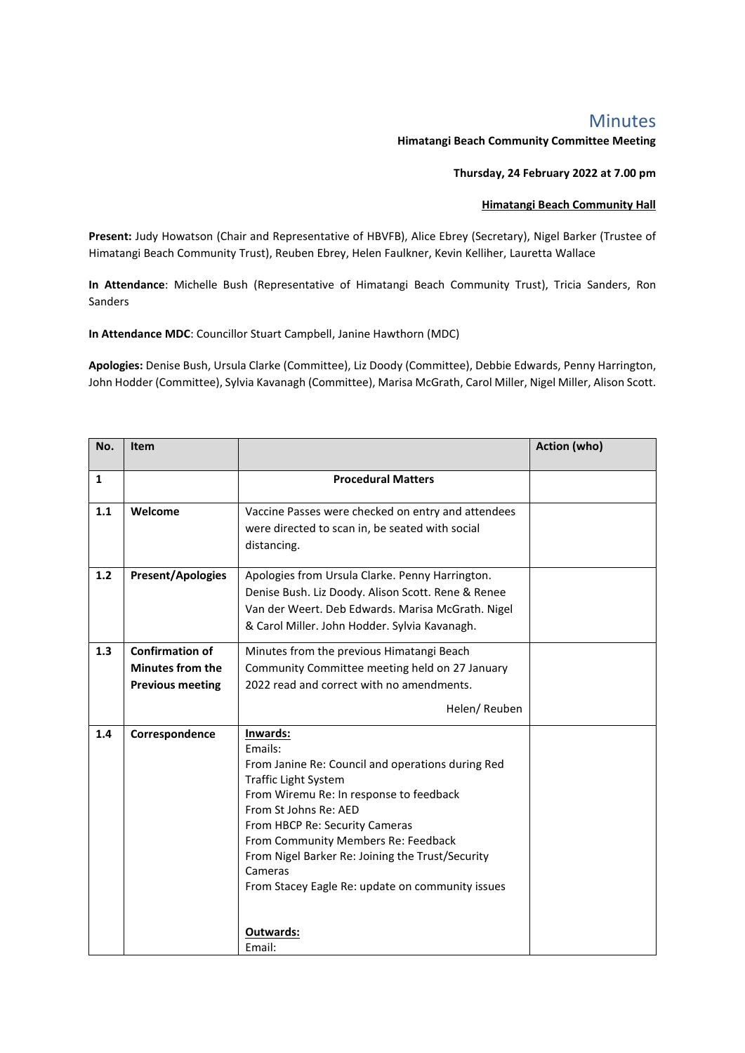# Minutes

**Himatangi Beach Community Committee Meeting**

**Thursday, 24 February 2022 at 7.00 pm**

**<u>Himatangi Beach Community Hall</u>**

**Present:** Judy Howatson (Chair and Representative of HBVFB), Alice Ebrey (Secretary), Nigel Barker (Trustee of Himatangi Beach Community Trust), Reuben Ebrey, Helen Faulkner, Kevin Kelliher, Lauretta Wallace

**In Attendance**: Michelle Bush (Representative of Himatangi Beach Community Trust), Tricia Sanders, Ron Sanders

**In Attendance MDC**: Councillor Stuart Campbell, Janine Hawthorn (MDC)

**Apologies:** Denise Bush, Ursula Clarke (Committee), Liz Doody (Committee), Debbie Edwards, Penny Harrington, John Hodder (Committee), Sylvia Kavanagh (Committee), Marisa McGrath, Carol Miller, Nigel Miller, Alison Scott.

| No. | Item | | Action (who) |
|---|---|---|---|
| **1** | | **Procedural Matters** | |
| **1.1** | **Welcome** | Vaccine Passes were checked on entry and attendees were directed to scan in, be seated with social distancing. | |
| **1.2** | **Present/Apologies** | Apologies from Ursula Clarke. Penny Harrington. Denise Bush. Liz Doody. Alison Scott. Rene & Renee Van der Weert. Deb Edwards. Marisa McGrath. Nigel & Carol Miller. John Hodder. Sylvia Kavanagh. | |
| **1.3** | **Confirmation of Minutes from the Previous meeting** | Minutes from the previous Himatangi Beach Community Committee meeting held on 27 January 2022 read and correct with no amendments.<br>Helen/ Reuben | |
| **1.4** | **Correspondence** | **<u>Inwards:</u>**<br>Emails:<br>From Janine Re: Council and operations during Red Traffic Light System<br>From Wiremu Re: In response to feedback<br>From St Johns Re: AED<br>From HBCP Re: Security Cameras<br>From Community Members Re: Feedback<br>From Nigel Barker Re: Joining the Trust/Security Cameras<br>From Stacey Eagle Re: update on community issues<br><br>**<u>Outwards:</u>**<br>Email: | |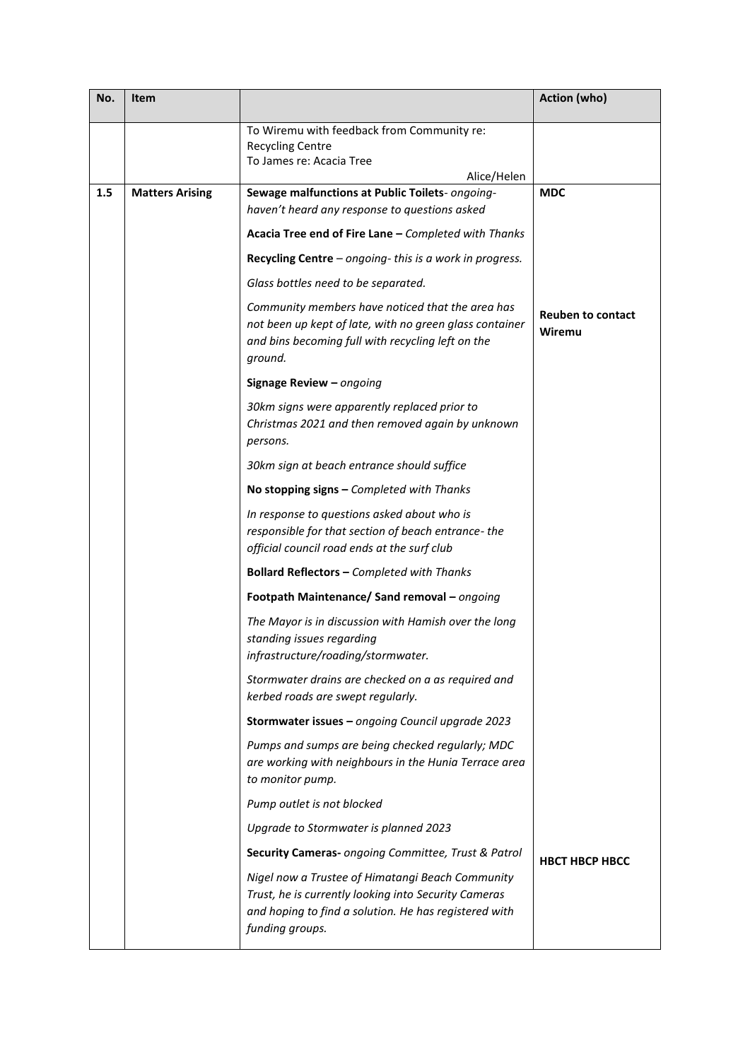| No. | Item | | Action (who) |
|---|---|---|---|
| | | To Wiremu with feedback from Community re: Recycling Centre<br>To James re: Acacia Tree<br>Alice/Helen | |
| **1.5** | **Matters Arising** | **Sewage malfunctions at Public Toilets**- *ongoing- haven't heard any response to questions asked* | **MDC** |
| | | **Acacia Tree end of Fire Lane –** *Completed with Thanks* | |
| | | **Recycling Centre** – *ongoing- this is a work in progress.* | |
| | | *Glass bottles need to be separated.* | |
| | | *Community members have noticed that the area has not been up kept of late, with no green glass container and bins becoming full with recycling left on the ground.* | **Reuben to contact Wiremu** |
| | | **Signage Review –** *ongoing* | |
| | | *30km signs were apparently replaced prior to Christmas 2021 and then removed again by unknown persons.* | |
| | | *30km sign at beach entrance should suffice* | |
| | | **No stopping signs –** *Completed with Thanks* | |
| | | *In response to questions asked about who is responsible for that section of beach entrance- the official council road ends at the surf club* | |
| | | **Bollard Reflectors –** *Completed with Thanks* | |
| | | **Footpath Maintenance/ Sand removal –** *ongoing* | |
| | | *The Mayor is in discussion with Hamish over the long standing issues regarding infrastructure/roading/stormwater.* | |
| | | *Stormwater drains are checked on a as required and kerbed roads are swept regularly.* | |
| | | **Stormwater issues –** *ongoing Council upgrade 2023* | |
| | | *Pumps and sumps are being checked regularly; MDC are working with neighbours in the Hunia Terrace area to monitor pump.* | |
| | | *Pump outlet is not blocked* | |
| | | *Upgrade to Stormwater is planned 2023* | |
| | | **Security Cameras-** *ongoing Committee, Trust & Patrol* | **HBCT HBCP HBCC** |
| | | *Nigel now a Trustee of Himatangi Beach Community Trust, he is currently looking into Security Cameras and hoping to find a solution. He has registered with funding groups.* | |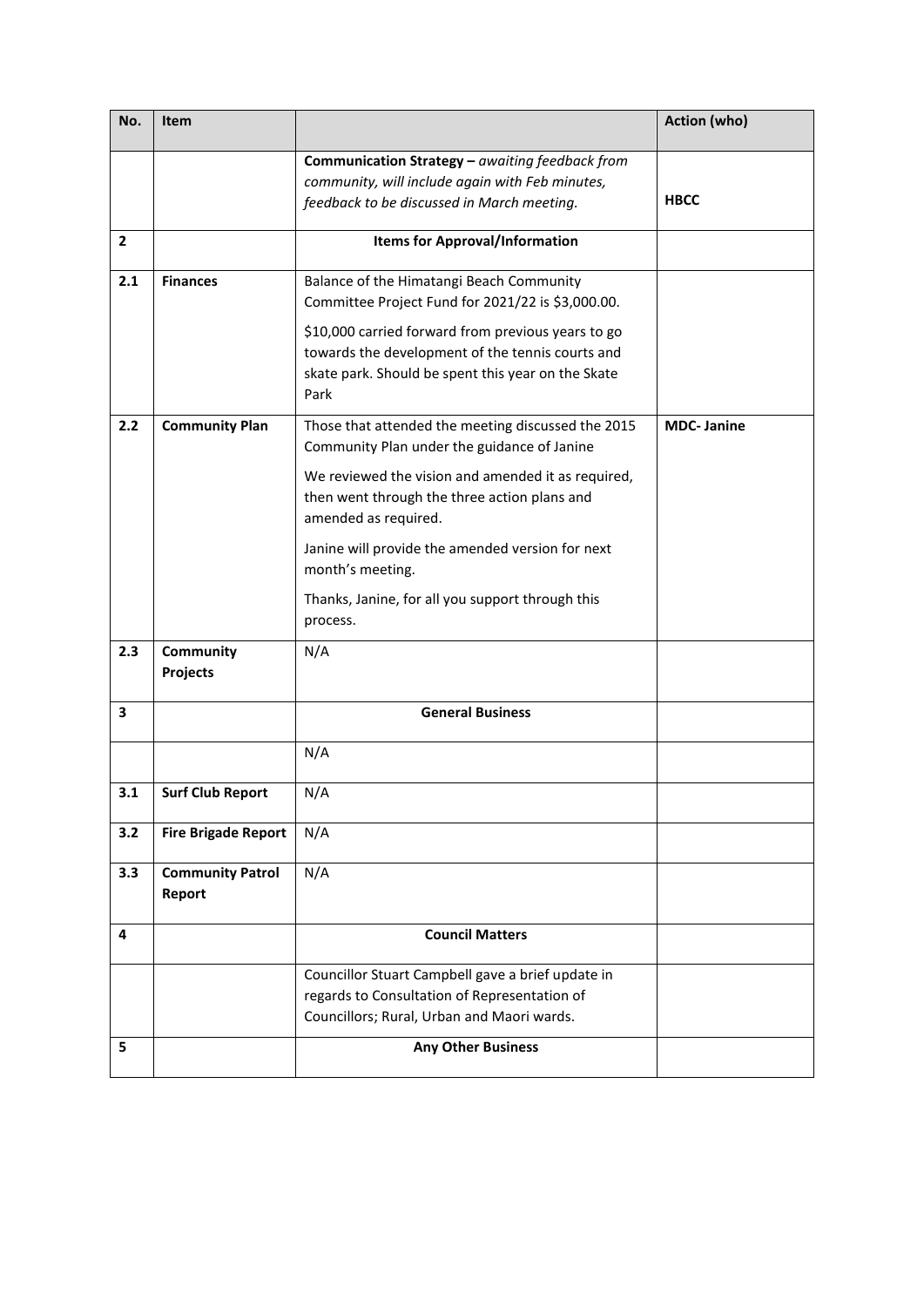| No. | Item | | Action (who) |
|---|---|---|---|
| | | **Communication Strategy –** *awaiting feedback from community, will include again with Feb minutes, feedback to be discussed in March meeting.* | **HBCC** |
| **2** | | **Items for Approval/Information** | |
| **2.1** | **Finances** | Balance of the Himatangi Beach Community Committee Project Fund for 2021/22 is $3,000.00.<br><br>$10,000 carried forward from previous years to go towards the development of the tennis courts and skate park. Should be spent this year on the Skate Park | |
| **2.2** | **Community Plan** | Those that attended the meeting discussed the 2015 Community Plan under the guidance of Janine<br><br>We reviewed the vision and amended it as required, then went through the three action plans and amended as required.<br><br>Janine will provide the amended version for next month's meeting.<br><br>Thanks, Janine, for all you support through this process. | **MDC- Janine** |
| **2.3** | **Community Projects** | N/A | |
| **3** | | **General Business** | |
| | | N/A | |
| **3.1** | **Surf Club Report** | N/A | |
| **3.2** | **Fire Brigade Report** | N/A | |
| **3.3** | **Community Patrol Report** | N/A | |
| **4** | | **Council Matters** | |
| | | Councillor Stuart Campbell gave a brief update in regards to Consultation of Representation of Councillors; Rural, Urban and Maori wards. | |
| **5** | | **Any Other Business** | |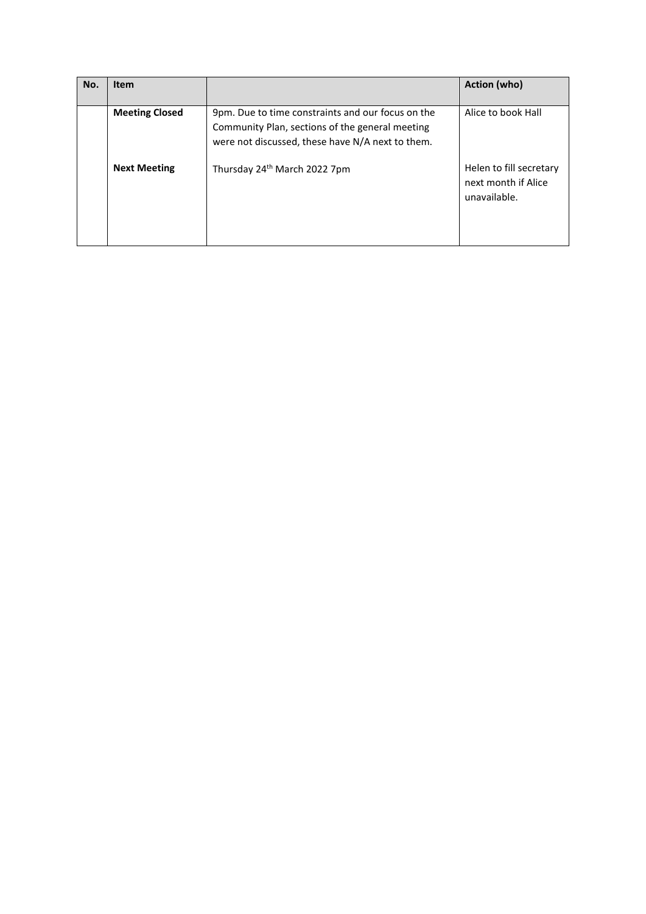| No. | Item | | Action (who) |
|---|---|---|---|
| | **Meeting Closed** | 9pm. Due to time constraints and our focus on the Community Plan, sections of the general meeting were not discussed, these have N/A next to them. | Alice to book Hall |
| | **Next Meeting** | Thursday 24th March 2022 7pm | Helen to fill secretary next month if Alice unavailable. |